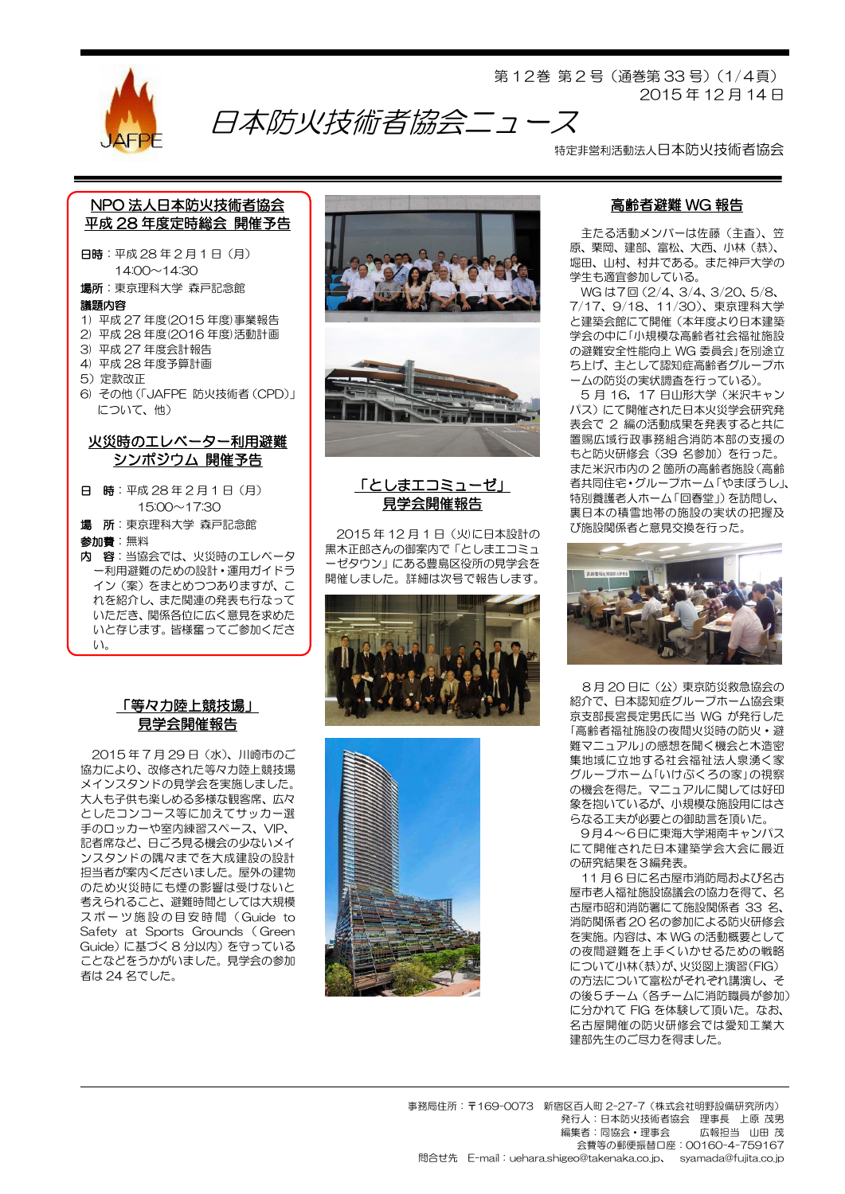# 日本防火技術者協会ニュース

第12巻 第2号（通巻第33号）

2015年12月14日

特定非営利活動法人日本防火技術者協会

## NPO法人日本防火技術者協会 平成28年度定時総会 開催予告

**日時**：平成28年2月1日（月）
14:00～14:30

**場所**：東京理科大学 森戸記念館

**議題内容**

1) 平成27年度(2015年度)事業報告
2) 平成28年度(2016年度)活動計画
3) 平成27年度会計報告
4) 平成28年度予算計画
5) 定款改正
6) その他(「JAFPE 防火技術者（CPD）」について、他)

## 火災時のエレベーター利用避難シンポジウム 開催予告

**日　時**：平成28年2月1日（月）
15:00～17:30

**場　所**：東京理科大学 森戸記念館

**参加費**：無料

**内　容**：当協会では、火災時のエレベーター利用避難のための設計・運用ガイドライン（案）をまとめつつありますが、これを紹介し、また関連の発表も行なっていただき、関係各位に広く意見を求めたいと存じます。皆様奮ってご参加ください。

## 「等々力陸上競技場」見学会開催報告

2015年7月29日（水）、川崎市のご協力により、改修された等々力陸上競技場メインスタンドの見学会を実施しました。大人も子供も楽しめる多様な観客席、広々としたコンコース等に加えてサッカー選手のロッカーや室内練習スペース、VIP、記者席など、日ごろ見る機会の少ないメインスタンドの隅々までを大成建設の設計担当者が案内くださいました。屋外の建物のため火災時にも煙の影響は受けないと考えられること、避難時間としては大規模スポーツ施設の目安時間（Guide to Safety at Sports Grounds（Green Guide）に基づく8分以内）を守っていることなどをうかがいました。見学会の参加者は24名でした。

## 「としまエコミューゼ」見学会開催報告

2015年12月1日（火)に日本設計の黒木正郎さんの御案内で「としまエコミューゼタウン」にある豊島区役所の見学会を開催しました。詳細は次号で報告します。

## 高齢者避難WG報告

主たる活動メンバーは佐藤（主査）、笠原、栗岡、建部、富松、大西、小林（恭）、堀田、山村、村井である。また神戸大学の学生も適宜参加している。

WGは7回（2/4、3/4、3/20、5/8、7/17、9/18、11/30)、東京理科大学と建築会館にて開催（本年度より日本建築学会の中に「小規模な高齢者社会福祉施設の避難安全性能向上WG委員会」を別途立ち上げ、主として認知症高齢者グループホームの防災の実状調査を行っている)。

５月16、17日山形大学（米沢キャンパス）にて開催された日本火災学会研究発表会で2編の活動成果を発表すると共に置賜広域行政事務組合消防本部の支援のもと防火研修会（39名参加）を行った。また米沢市内の2箇所の高齢者施設（高齢者共同住宅・グループホーム「やまぼうし」、特別養護老人ホーム「回春豊」）を訪問し、裏日本の積雪地帯の施設の実状の把握及び施設関係者と意見交換を行った。

８月20日に（公）東京防災救急協会の紹介で、日本認知症グループホーム協会東京支部長宮長定男氏に当WGが発行した「高齢者福祉施設の夜間火災時の防火・避難マニュアル」の感想を聞く機会と木造密集地域に立地する社会福祉法人泉湧く家グループホーム「いけぶくろの家」の視察の機会を得た。マニュアルに関しては好印象を抱いているが、小規模な施設用にはさらなる工夫が必要との御助言を頂いた。

９月4～6日に東海大学湘南キャンパスにて開催された日本建築学会大会に最近の研究結果を3編発表。

11月6日に名古屋市消防局および名古屋市老人福祉施設協議会の協力を得て、名古屋市昭和消防署にて施設関係者33名、消防関係者20名の参加による防火研修会を実施。内容は、本WGの活動概要としての夜間避難を上手くいかせるための戦略について小林(恭)が、火災図上演習(FIG)の方法について富松がそれぞれ講演し、その後5チーム（各チームに消防職員が参加）に分かれてFIGを体験して頂いた。なお、名古屋開催の防火研修会では愛知工業大建部先生のご尽力を得ました。

---

事務局住所：〒169-0073　新宿区百人町2-27-7（株式会社明野設備研究所内）
発行人：日本防火技術者協会　理事長　上原 茂男
編集者：同協会・理事会　　広報担当　山田 茂
会費等の郵便振替口座：00160-4-759167
問合せ先　E-mail：uehara.shigeo@takenaka.co.jp、　syamada@fujita.co.jp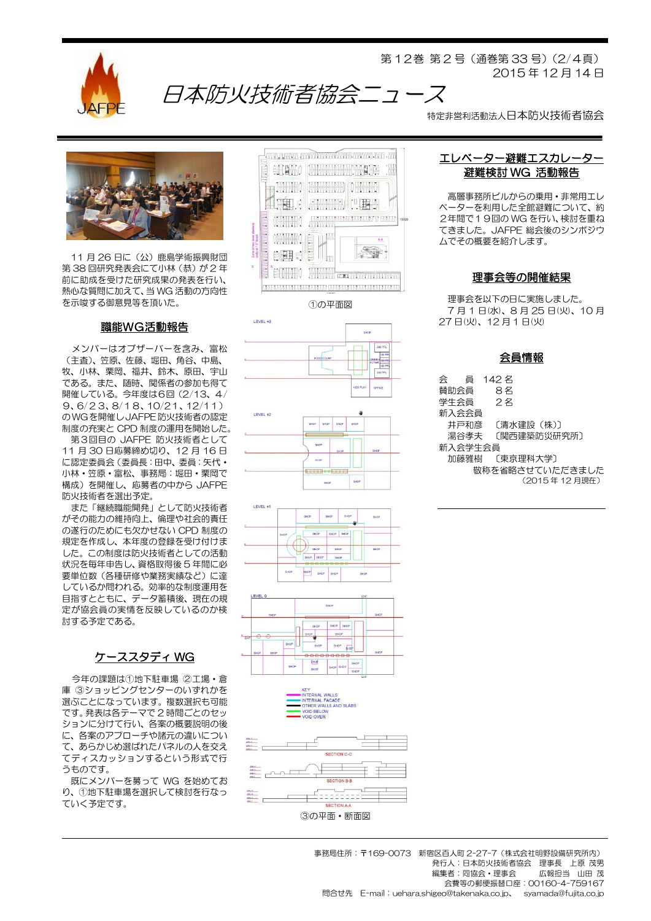# 日本防火技術者協会ニュース

特定非営利活動法人日本防火技術者協会

11 月 26 日に（公）鹿島学術振興財団第 38 回研究発表会にて小林（恭）が 2 年前に助成を受けた研究成果の発表を行い、熱心な質問に加えて、当 WG 活動の方向性を示唆する御意見等を頂いた。

## 職能WG活動報告

メンバーはオブザーバーを含み、富松（主査）、笠原、佐藤、堀田、角谷、中島、牧、小林、栗岡、福井、鈴木、原田、宇山である。また、随時、関係者の参加も得て開催している。今年度は6回（2/13、4/9、6/23、8/18、10/21、12/11）のWGを開催しJAFPE 防火技術者の認定制度の充実と CPD 制度の運用を開始した。

第３回目の JAFPE 防火技術者として 11 月 30 日応募締め切り、12 月 16 日に認定委員会（委員長：田中、委員：矢代・小林・笠原・富松、事務局：堀田・栗岡で構成）を開催し、応募者の中から JAFPE 防火技術者を選出予定。

また「継続職能開発」として防火技術者がその能力の維持向上、倫理や社会的責任の遂行のためにも欠かせない CPD 制度の規定を作成し、本年度の登録を受け付けました。この制度は防火技術者としての活動状況を毎年申告し、資格取得後５年間に必要単位数（各種研修や業務実績など）に達しているか問われる。効率的な制度運用を目指すとともに、データ蓄積後、現在の規定が協会員の実情を反映しているのか検討する予定である。

## ケーススタディ WG

今年の課題は①地下駐車場 ②工場・倉庫 ③ショッピングセンターのいずれかを選ぶことになっています。複数選択も可能です。発表は各テーマで２時間ごとのセッションに分けて行い、各案の概要説明の後に、各案のアプローチや諸元の違いについて、あらかじめ選ばれたパネルの人を交えてディスカッションするという形式で行うものです。

既にメンバーを募って WG を始めており、①地下駐車場を選択して検討を行なっていく予定です。

①の平面図

LEVEL +3
LEVEL +2
LEVEL +1
LEVEL 0

KEY
INTERNAL WALLS
INTERNAL FACADE
OTHER WALLS AND SLABS
VOID BELOW
VOID OVER

SECTION C-C
SECTION B-B
SECTION A-A

③の平面・断面図

## エレベーター避難エスカレーター避難検討 WG 活動報告

高層事務所ビルからの乗用・非常用エレベーターを利用した全館避難について、約２年間で１９回の WG を行い、検討を重ねてきました。JAFPE 総会後のシンポジウムでその概要を紹介します。

## 理事会等の開催結果

理事会を以下の日に実施しました。
７月１日(水)、８月 25 日(火)、10 月 27 日(火)、12 月１日(火)

## 会員情報

会　　員　142 名
賛助会員　　８名
学生会員　　２名
新入会会員
　井戸和彦　〔清水建設（株)〕
　湯谷孝夫　〔関西建築防災研究所〕
新入会学生会員
　加藤雅樹　〔東京理科大学〕

敬称を省略させていただきました
（2015 年 12 月現在）

事務局住所：〒169-0073　新宿区百人町 2-27-7（株式会社明野設備研究所内）
発行人：日本防火技術者協会　理事長　上原 茂男
編集者：同協会・理事会　　広報担当　山田 茂
会費等の郵便振替口座：00160-4-759167
問合せ先　E-mail：uehara.shigeo@takenaka.co.jp、　syamada@fujita.co.jp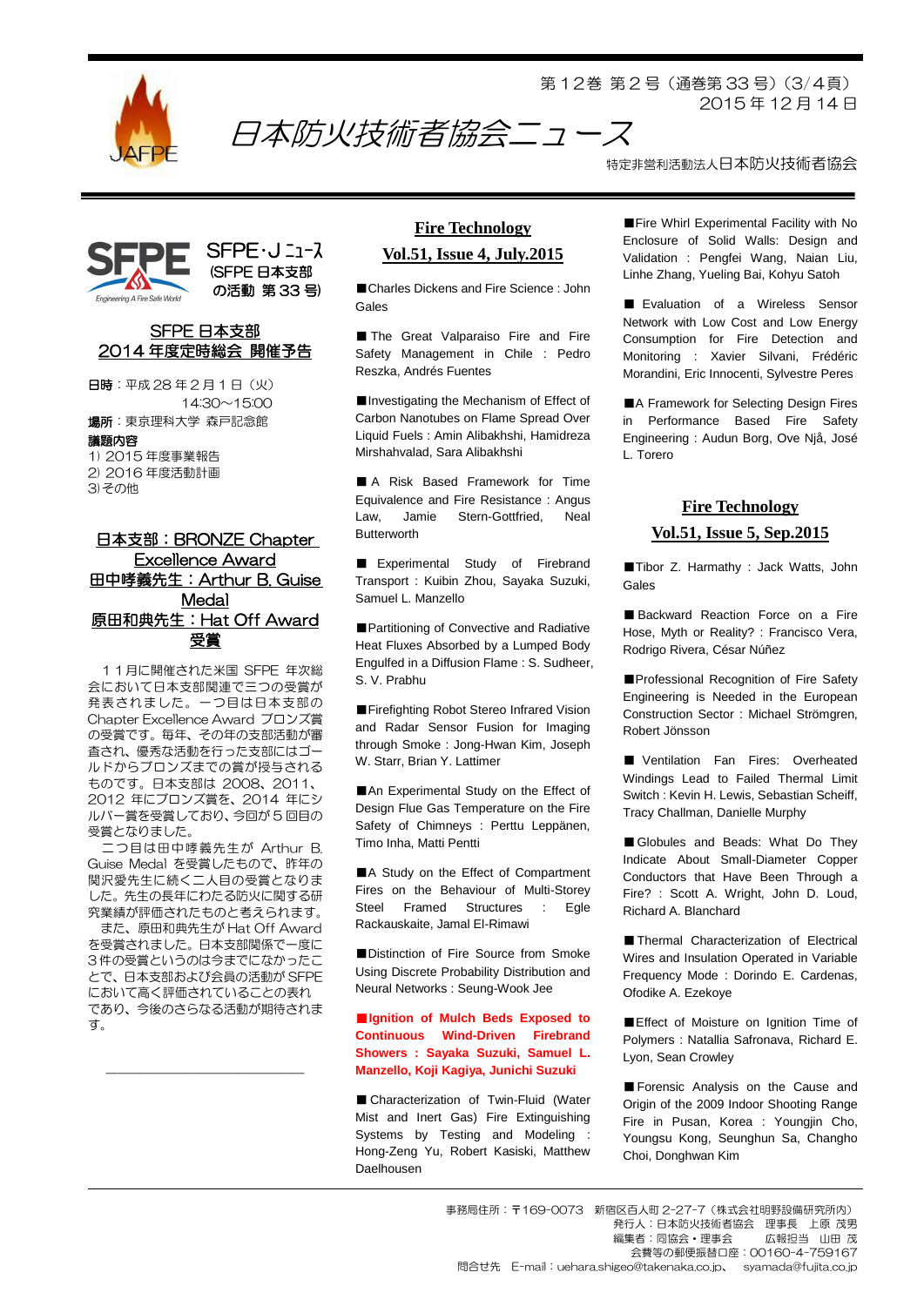# 日本防火技術者協会ニュース

特定非営利活動法人日本防火技術者協会

## SFPE･J ﾆｭｰｽ (SFPE 日本支部の活動 第 33 号)

### SFPE 日本支部 2014 年度定時総会 開催予告

**日時**：平成 28 年 2 月 1 日（火） 14:30～15:00
**場所**：東京理科大学 森戸記念館
**議題内容**
1) 2015 年度事業報告
2) 2016 年度活動計画
3) その他

### 日本支部：BRONZE Chapter Excellence Award 田中哮義先生：Arthur B. Guise Medal 原田和典先生：Hat Off Award 受賞

１１月に開催された米国 SFPE 年次総会において日本支部関連で三つの受賞が発表されました。一つ目は日本支部の Chapter Excellence Award ブロンズ賞の受賞です。毎年、その年の支部活動が審査され、優秀な活動を行った支部にはゴールドからブロンズまでの賞が授与されるものです。日本支部は 2008、2011、2012 年にブロンズ賞を、2014 年にシルバー賞を受賞しており、今回が５回目の受賞となりました。

二つ目は田中哮義先生が Arthur B. Guise Medal を受賞したもので、昨年の関沢愛先生に続く二人目の受賞となりました。先生の長年にわたる防火に関する研究業績が評価されたものと考えられます。

また、原田和典先生が Hat Off Award を受賞されました。日本支部関係で一度に３件の受賞というのは今までになかったことで、日本支部および会員の活動が SFPE において高く評価されていることの表れであり、今後のさらなる活動が期待されます。

---

## Fire Technology Vol.51, Issue 4, July.2015

■Charles Dickens and Fire Science : John Gales

■The Great Valparaiso Fire and Fire Safety Management in Chile : Pedro Reszka, Andrés Fuentes

■Investigating the Mechanism of Effect of Carbon Nanotubes on Flame Spread Over Liquid Fuels : Amin Alibakhshi, Hamidreza Mirshahvalad, Sara Alibakhshi

■A Risk Based Framework for Time Equivalence and Fire Resistance : Angus Law, Jamie Stern-Gottfried, Neal Butterworth

■Experimental Study of Firebrand Transport : Kuibin Zhou, Sayaka Suzuki, Samuel L. Manzello

■Partitioning of Convective and Radiative Heat Fluxes Absorbed by a Lumped Body Engulfed in a Diffusion Flame : S. Sudheer, S. V. Prabhu

■Firefighting Robot Stereo Infrared Vision and Radar Sensor Fusion for Imaging through Smoke : Jong-Hwan Kim, Joseph W. Starr, Brian Y. Lattimer

■An Experimental Study on the Effect of Design Flue Gas Temperature on the Fire Safety of Chimneys : Perttu Leppänen, Timo Inha, Matti Pentti

■A Study on the Effect of Compartment Fires on the Behaviour of Multi-Storey Steel Framed Structures : Egle Rackauskaite, Jamal El-Rimawi

■Distinction of Fire Source from Smoke Using Discrete Probability Distribution and Neural Networks : Seung-Wook Jee

**■Ignition of Mulch Beds Exposed to Continuous Wind-Driven Firebrand Showers : Sayaka Suzuki, Samuel L. Manzello, Koji Kagiya, Junichi Suzuki**

■Characterization of Twin-Fluid (Water Mist and Inert Gas) Fire Extinguishing Systems by Testing and Modeling : Hong-Zeng Yu, Robert Kasiski, Matthew Daelhousen

■Fire Whirl Experimental Facility with No Enclosure of Solid Walls: Design and Validation : Pengfei Wang, Naian Liu, Linhe Zhang, Yueling Bai, Kohyu Satoh

■Evaluation of a Wireless Sensor Network with Low Cost and Low Energy Consumption for Fire Detection and Monitoring : Xavier Silvani, Frédéric Morandini, Eric Innocenti, Sylvestre Peres

■A Framework for Selecting Design Fires in Performance Based Fire Safety Engineering : Audun Borg, Ove Njå, José L. Torero

## Fire Technology Vol.51, Issue 5, Sep.2015

■Tibor Z. Harmathy : Jack Watts, John Gales

■Backward Reaction Force on a Fire Hose, Myth or Reality? : Francisco Vera, Rodrigo Rivera, César Núñez

■Professional Recognition of Fire Safety Engineering is Needed in the European Construction Sector : Michael Strömgren, Robert Jönsson

■Ventilation Fan Fires: Overheated Windings Lead to Failed Thermal Limit Switch : Kevin H. Lewis, Sebastian Scheiff, Tracy Challman, Danielle Murphy

■Globules and Beads: What Do They Indicate About Small-Diameter Copper Conductors that Have Been Through a Fire? : Scott A. Wright, John D. Loud, Richard A. Blanchard

■Thermal Characterization of Electrical Wires and Insulation Operated in Variable Frequency Mode : Dorindo E. Cardenas, Ofodike A. Ezekoye

■Effect of Moisture on Ignition Time of Polymers : Natallia Safronava, Richard E. Lyon, Sean Crowley

■Forensic Analysis on the Cause and Origin of the 2009 Indoor Shooting Range Fire in Pusan, Korea : Youngjin Cho, Youngsu Kong, Seunghun Sa, Changho Choi, Donghwan Kim

---

事務局住所：〒169-0073 新宿区百人町 2-27-7（株式会社明野設備研究所内）
発行人：日本防火技術者協会 理事長 上原 茂男
編集者：同協会・理事会 広報担当 山田 茂
会費等の郵便振替口座：00160-4-759167
問合せ先 E-mail：uehara.shigeo@takenaka.co.jp、 syamada@fujita.co.jp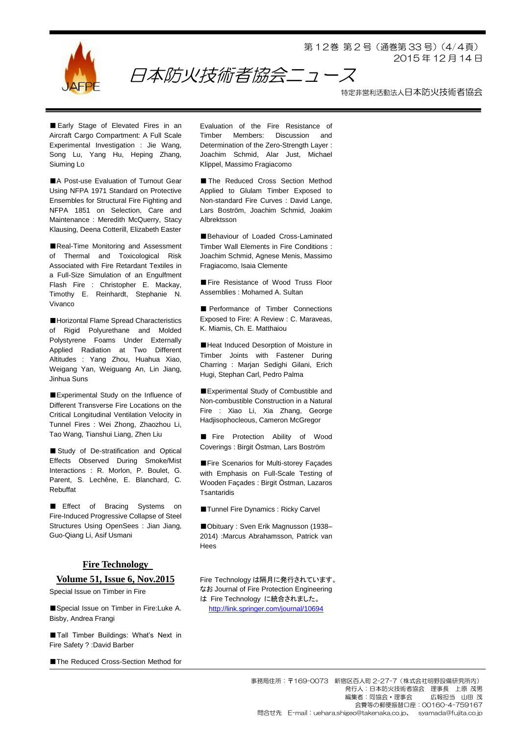■Early Stage of Elevated Fires in an Aircraft Cargo Compartment: A Full Scale Experimental Investigation : Jie Wang, Song Lu, Yang Hu, Heping Zhang, Siuming Lo

■A Post-use Evaluation of Turnout Gear Using NFPA 1971 Standard on Protective Ensembles for Structural Fire Fighting and NFPA 1851 on Selection, Care and Maintenance : Meredith McQuerry, Stacy Klausing, Deena Cotterill, Elizabeth Easter

■Real-Time Monitoring and Assessment of Thermal and Toxicological Risk Associated with Fire Retardant Textiles in a Full-Size Simulation of an Engulfment Flash Fire : Christopher E. Mackay, Timothy E. Reinhardt, Stephanie N. Vivanco

■Horizontal Flame Spread Characteristics of Rigid Polyurethane and Molded Polystyrene Foams Under Externally Applied Radiation at Two Different Altitudes : Yang Zhou, Huahua Xiao, Weigang Yan, Weiguang An, Lin Jiang, Jinhua Suns

■Experimental Study on the Influence of Different Transverse Fire Locations on the Critical Longitudinal Ventilation Velocity in Tunnel Fires : Wei Zhong, Zhaozhou Li, Tao Wang, Tianshui Liang, Zhen Liu

■Study of De-stratification and Optical Effects Observed During Smoke/Mist Interactions : R. Morlon, P. Boulet, G. Parent, S. Lechêne, E. Blanchard, C. Rebuffat

■Effect of Bracing Systems on Fire-Induced Progressive Collapse of Steel Structures Using OpenSees : Jian Jiang, Guo-Qiang Li, Asif Usmani

## Fire Technology

## Volume 51, Issue 6, Nov.2015

Special Issue on Timber in Fire

■Special Issue on Timber in Fire:Luke A. Bisby, Andrea Frangi

■Tall Timber Buildings: What's Next in Fire Safety ? :David Barber

■The Reduced Cross-Section Method for Evaluation of the Fire Resistance of Timber Members: Discussion and Determination of the Zero-Strength Layer : Joachim Schmid, Alar Just, Michael Klippel, Massimo Fragiacomo

■The Reduced Cross Section Method Applied to Glulam Timber Exposed to Non-standard Fire Curves : David Lange, Lars Boström, Joachim Schmid, Joakim Albrektsson

■Behaviour of Loaded Cross-Laminated Timber Wall Elements in Fire Conditions : Joachim Schmid, Agnese Menis, Massimo Fragiacomo, Isaia Clemente

■Fire Resistance of Wood Truss Floor Assemblies : Mohamed A. Sultan

■Performance of Timber Connections Exposed to Fire: A Review : C. Maraveas, K. Miamis, Ch. E. Matthaiou

■Heat Induced Desorption of Moisture in Timber Joints with Fastener During Charring : Marjan Sedighi Gilani, Erich Hugi, Stephan Carl, Pedro Palma

■Experimental Study of Combustible and Non-combustible Construction in a Natural Fire : Xiao Li, Xia Zhang, George Hadjisophocleous, Cameron McGregor

■Fire Protection Ability of Wood Coverings : Birgit Östman, Lars Boström

■Fire Scenarios for Multi-storey Façades with Emphasis on Full-Scale Testing of Wooden Façades : Birgit Östman, Lazaros Tsantaridis

■Tunnel Fire Dynamics : Ricky Carvel

■Obituary : Sven Erik Magnusson (1938–2014) :Marcus Abrahamsson, Patrick van Hees

Fire Technology は隔月に発行されています。
なお Journal of Fire Protection Engineering は Fire Technology に統合されました。
http://link.springer.com/journal/10694

事務局住所：〒169-0073　新宿区百人町 2-27-7（株式会社明野設備研究所内）
発行人：日本防火技術者協会　理事長　上原 茂男
編集者：同協会・理事会　　広報担当　山田 茂
会費等の郵便振替口座：00160-4-759167
問合せ先　E-mail：uehara.shigeo@takenaka.co.jp、　syamada@fujita.co.jp